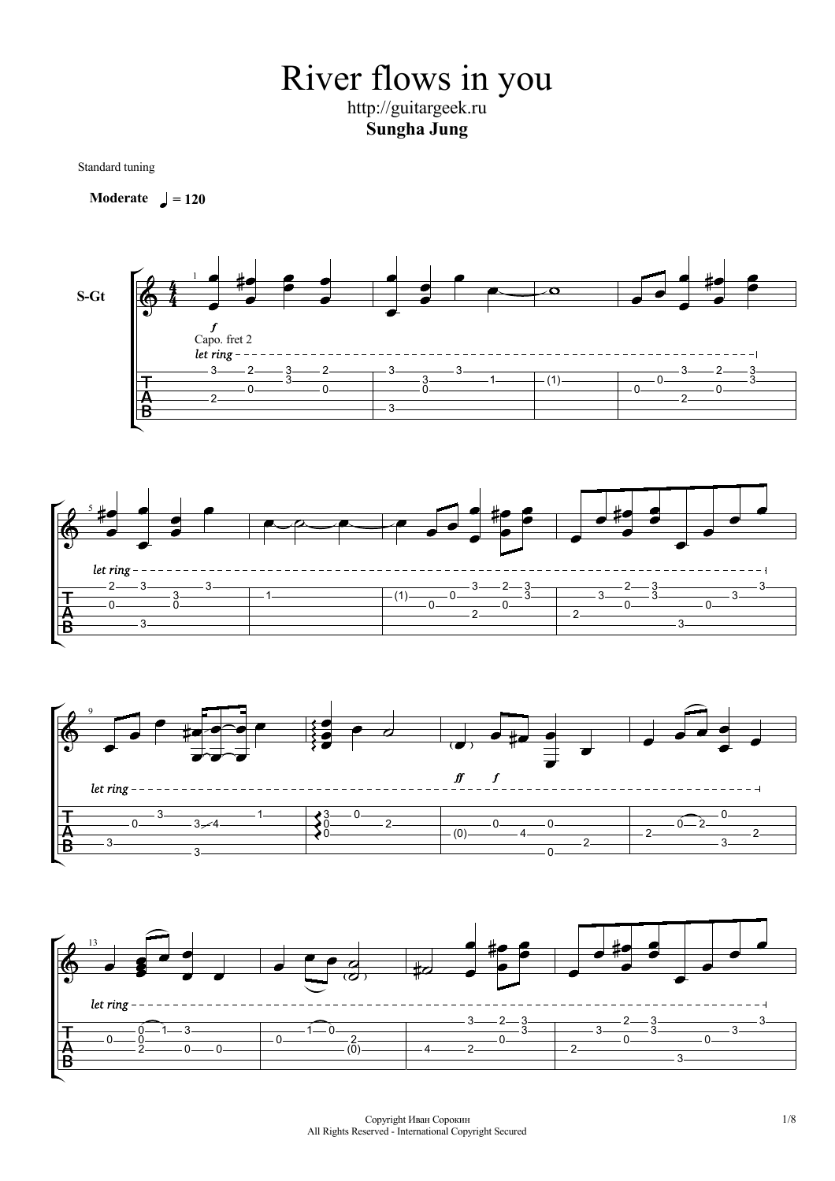# River flows in you

http://guitargeek.ru

**Sungha Jung**

Standard tuning

**Moderate** ♩ = 120

S-Gt

*f*

Capo. fret 2

*let ring*

*ff* *f*

Copyright Иван Сорокин
All Rights Reserved - International Copyright Secured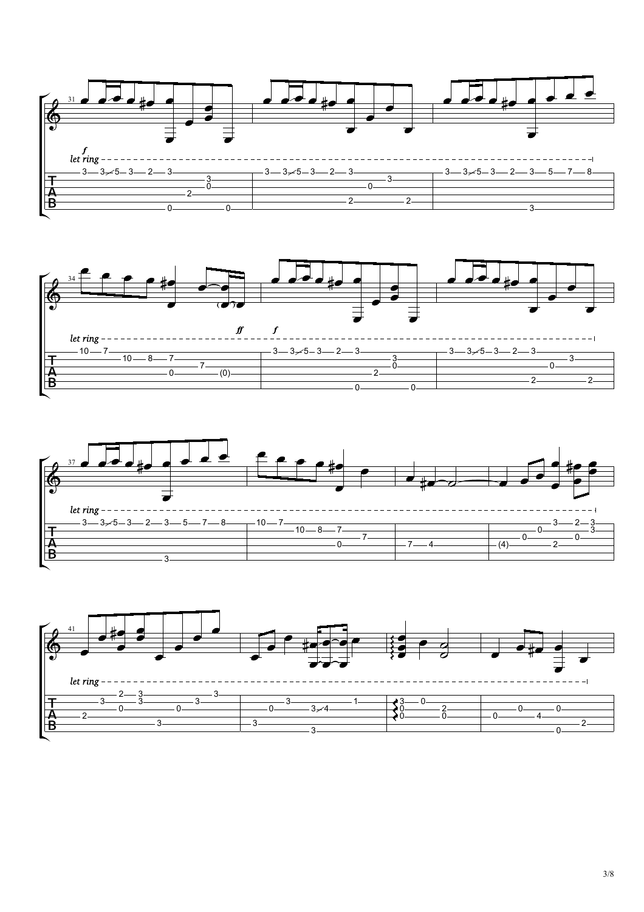31

*f*
*let ring*

34

*let ring*
*ff* *f*

37

*let ring*

41

*let ring*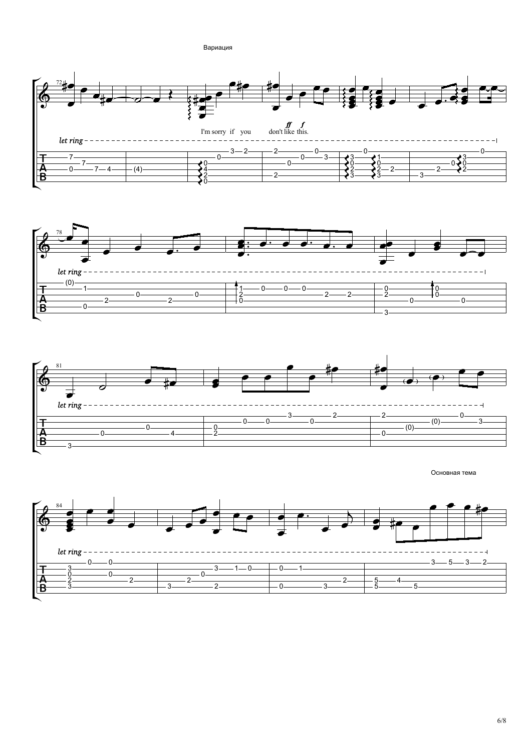Вариация

I'm sorry if you don't like this.

Основная тема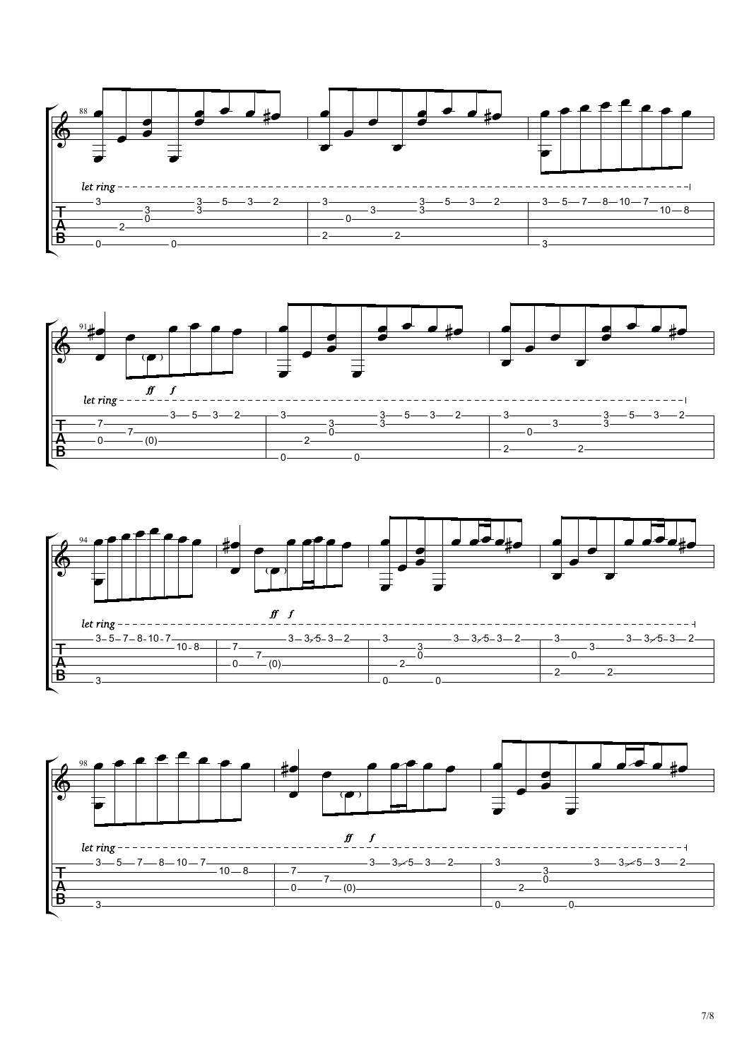let ring

let ring

*ff* *f*

let ring

*ff* *f*

let ring

*ff* *f*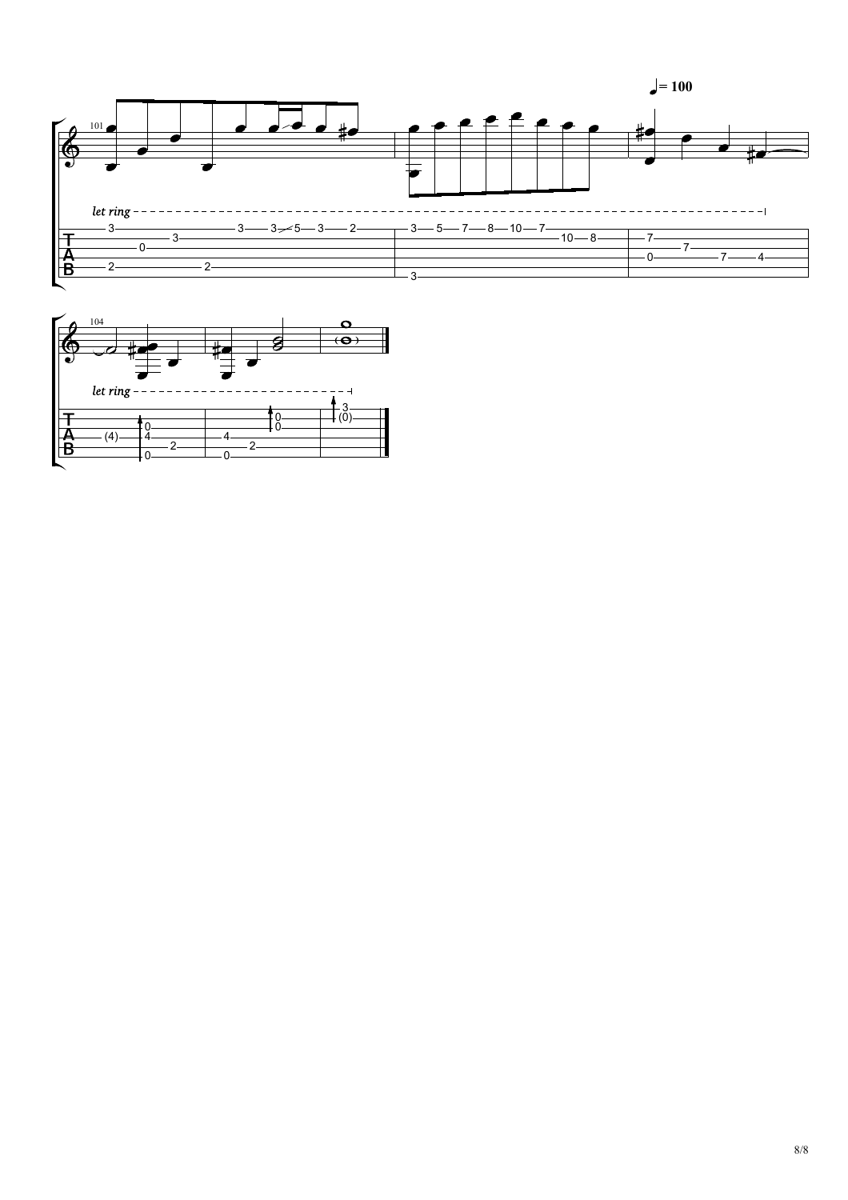♩ = 100

let ring

let ring